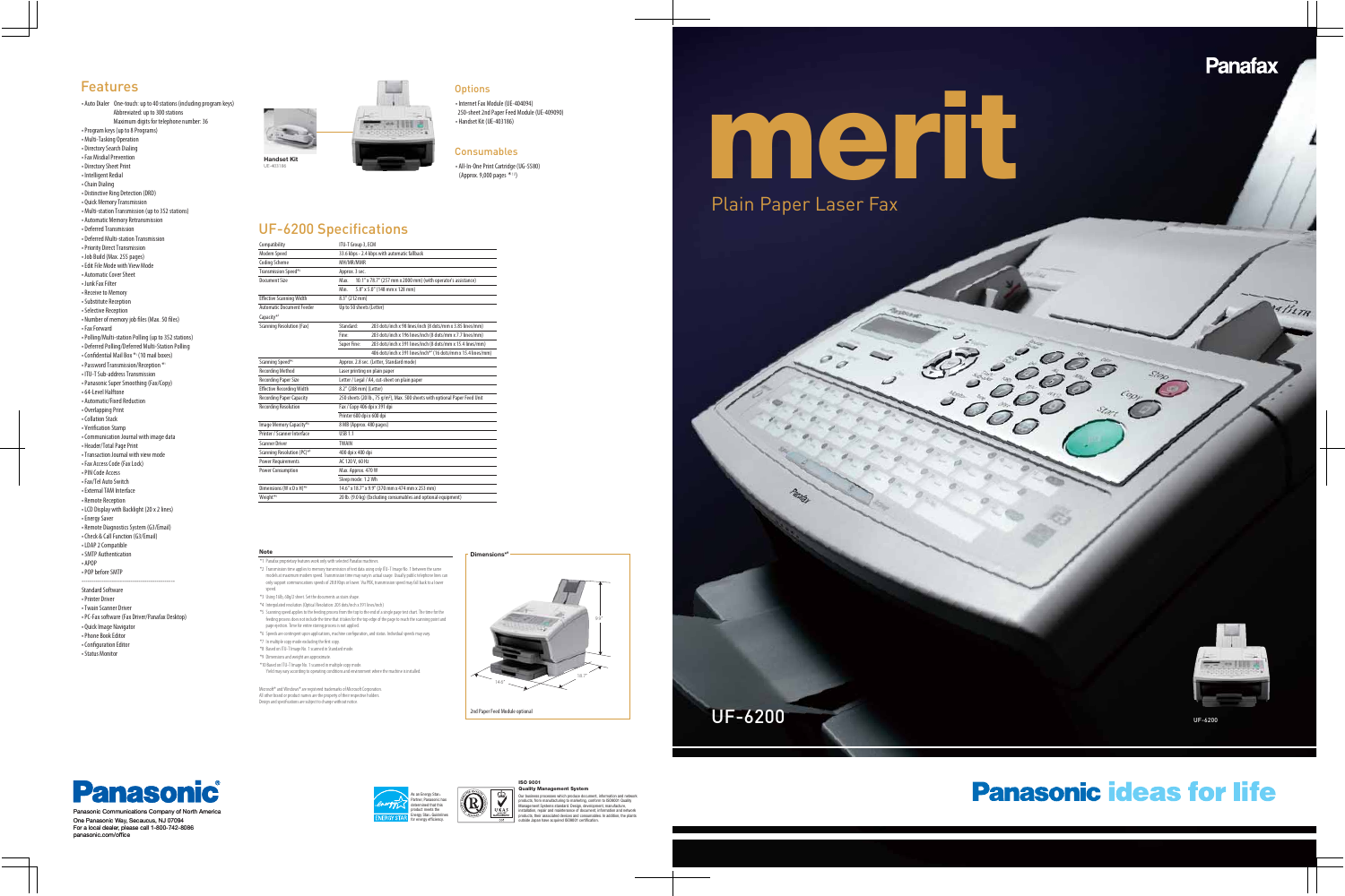# Panafax

# merit

## Plain Paper Laser Fax

UF-6200

## Features

- Auto Dialer One-touch: up to 40 stations (including program keys)
  Abbreviated: up to 300 stations
  Maximum digits for telephone number: 36
- Program keys (up to 8 Programs)
- Multi-Tasking Operation
- Directory Search Dialing
- Fax Misdial Prevention
- Directory Sheet Print
- Intelligent Redial
- Chain Dialing
- Distinctive Ring Detection (DRD)
- Quick Memory Transmission
- Multi-station Transmission (up to 352 stations)
- Automatic Memory Retransmission
- Deferred Transmission
- Deferred Multi-station Transmission
- Priority Direct Transmission
- Job Build (Max. 255 pages)
- Edit File Mode with View Mode
- Automatic Cover Sheet
- Junk Fax Filter
- Receive to Memory
- Substitute Reception
- Selective Reception
- Number of memory job files (Max. 50 files)
- Fax Forward
- Polling/Multi-station Polling (up to 352 stations)
- Deferred Polling/Deferred Multi-Station Polling
- Confidential Mail Box *[1] (10 mail boxes)
- Password Transmission/Reception *[1]
- ITU-T Sub-address Transmission
- Panasonic Super Smoothing (Fax/Copy)
- 64-Level Halftone
- Automatic/Manual Reduction
- Overlapping Print
- Collation Stack
- Verification Stamp
- Communication Journal with image data
- Header/Total Page Print
- Transaction Journal with view mode
- Fax Access Code (Fax Lock)
- PIN Code Access
- Fax/Tel Auto Switch
- External TAM Interface
- Remote Reception
- LCD Display with Backlight (20 x 2 lines)
- Energy Saver
- Remote Diagnostics System (G3/Email)
- Check & Call Function (G3/Email)
- LDAP 2 Compatible
- SMTP Authentication
- APOP
- POP before SMTP

Standard Software

- Printer Driver
- Twain Scanner Driver
- PC-Fax software (Fax Driver/Panafax Desktop)
- Quick Image Navigator
- Phone Book Editor
- Configuration Editor
- Status Monitor

Handset Kit
UE-403186

## Options

- Internet Fax Module (UE-404094)
  250-sheet 2nd Paper Feed Module (UE-409090)
- Handset Kit (UE-403186)

## Consumables

- All-In-One Print Cartridge (UG-5580)
  (Approx. 9,000 pages *[10])

## UF-6200 Specifications

| | | |
|---|---|---|
| Compatibility | ITU-T Group 3, ECM | |
| Modem Speed | 33.6 kbps - 2.4 kbps with automatic fallback | |
| Coding Scheme | MH/MR/MMR | |
| Transmission Speed*[2] | Approx. 3 sec. | |
| Document Size | Max. | 10.1" x 78.7" (257 mm x 2000 mm) (with operator's assistance) |
| | Min. | 5.8" x 5.8" (148 mm x 128 mm) |
| Effective Scanning Width | 8.3" (212 mm) | |
| Automatic Document Feeder Capacity*[3] | Up to 50 sheets (Letter) | |
| Scanning Resolution (Fax) | Standard: | 203 dots/inch x 98 lines/inch (8 dots/mm x 3.85 lines/mm) |
| | Fine: | 203 dots/inch x 196 lines/inch (8 dots/mm x 7.7 lines/mm) |
| | Super Fine: | 203 dots/inch x 391 lines/inch (8 dots/mm x 15.4 lines/mm) |
| | | 406 dots/inch x 391 lines/inch*[4] (16 dots/mm x 15.4 lines/mm) |
| Scanning Speed*[5] | Approx. 2.8 sec. (Letter, Standard mode) | |
| Recording Method | Laser printing on plain paper | |
| Recording Paper Size | Letter / Legal / A4, cut-sheet on plain paper | |
| Effective Recording Width | 8.2" (208 mm) (Letter) | |
| Recording Paper Capacity | 250 sheets (20 lb., 75 g/m²), Max. 500 sheets with optional Paper Feed Unit | |
| Recording Resolution | Fax / Copy 406 dpi x 391 dpi | |
| | Printer 600 dpi x 600 dpi | |
| Image Memory Capacity*[6] | 8 MB (Approx. 480 pages) | |
| Printer / Scanner Interface | USB 1.1 | |
| Scanner Driver | TWAIN | |
| Scanning Resolution (PC)*[7] | 400 dpi x 400 dpi | |
| Power Requirements | AC 120 V, 60 Hz | |
| Power Consumption | Max. Approx. 470 W | |
| | Sleep mode: 1.2 Wh | |
| Dimensions (W x D x H)*[8] | 14.6" x 18.7" x 9.9" (370 mm x 474 mm x 253 mm) | |
| Weight*[9] | 20 lb. (9.0 kg) (Excluding consumables and optional equipment) | |

### Note

*1 Panafax proprietary features work only with selected Panafax machines.
*2 Transmission time applies to memory transmission of text data using only ITU-T Image No. 1 between the same models at maximum modem speed. Transmission time may vary in actual usage. Usually public telephone lines can only support communications speeds of 28.8 Kbps or lower. Via PBX, transmission speed may fall back to a lower speed.
*3 Using 16lb./60g/m² sheet. Set the documents as stair shape.
*4 Interpolated resolution (Optical Resolution: 203 dots/inch x 391 lines/inch)
*5 Scanning speed applies to the feeding process from the top to the end of a single page test chart. The time for the feeding process does not include the time that it takes for the top edge of the page to reach the scanning point and page ejection. Time for entire storing process is not applied.
*6 Speeds are contingent upon applications, machine configuration, and status. Individual speeds may vary.
*7 In multiple copy mode excluding the first copy.
*8 Based on ITU-T Image No. 1 scanned in Standard mode.
*9 Dimensions and weight are approximate.
*10 Based on ITU-T Image No. 1 scanned in multiple copy mode.
Yield may vary according to operating conditions and environment where the machine is installed.

Microsoft® and Windows® are registered trademarks of Microsoft Corporation.
All other brand or product names are the property of their respective holders.
Design and specifications are subject to change without notice.

### Dimensions*[9]

9.9"
18.7"
14.6"

2nd Paper Feed Module optional

**Panasonic**

Panasonic Communications Company of North America
One Panasonic Way, Secaucus, NJ 07094
For a local dealer, please call 1-800-742-8086
panasonic.com/office

As an Energy Star® Partner, Panasonic has determined that this product meets the Energy Star® Guidelines for energy efficiency.

**ISO 9001**
**Quality Management System**
Our business processes which produce document, information and network products, from manufacturing to marketing, conform to ISO9001 Quality Management Systems standard. Design, development, manufacture, installation, repair and maintenance of document, information and network products, their associated devices and consumables. In addition, the plants outside Japan have acquired ISO9001 certification.

**Panasonic ideas for life**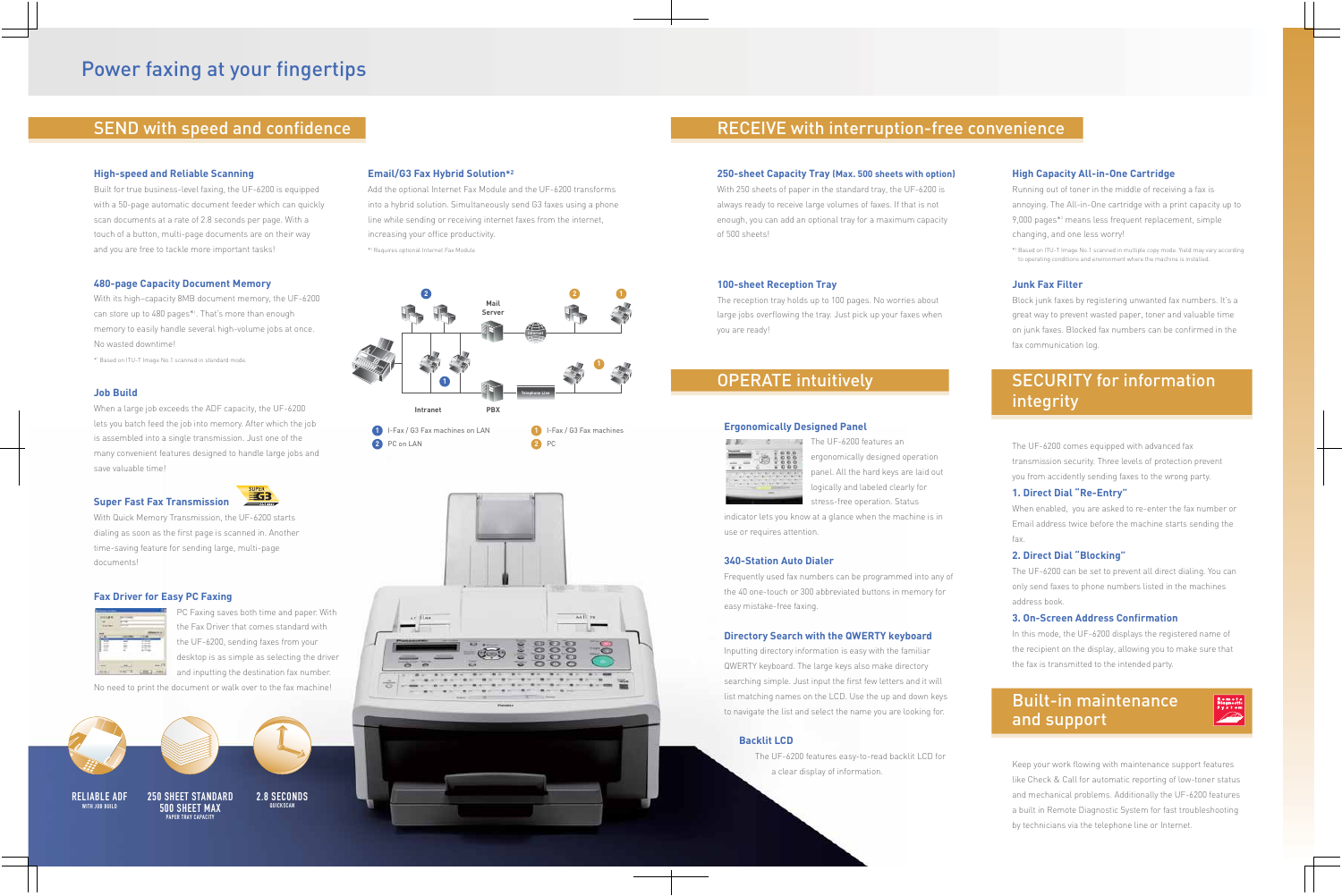# Power faxing at your fingertips

## SEND with speed and confidence

### High-speed and Reliable Scanning

Built for true business-level faxing, the UF-6200 is equipped with a 50-page automatic document feeder which can quickly scan documents at a rate of 2.8 seconds per page. With a touch of a button, multi-page documents are on their way and you are free to tackle more important tasks!

### 480-page Capacity Document Memory

With its high-capacity 8MB document memory, the UF-6200 can store up to 480 pages*[1]. That's more than enough memory to easily handle several high-volume jobs at once. No wasted downtime!

*[1] Based on ITU-T Image No.1 scanned in standard mode.

### Job Build

When a large job exceeds the ADF capacity, the UF-6200 lets you batch feed the job into memory. After which the job is assembled into a single transmission. Just one of the many convenient features designed to handle large jobs and save valuable time!

### Super Fast Fax Transmission

SUPER G3

With Quick Memory Transmission, the UF-6200 starts dialing as soon as the first page is scanned in. Another time-saving feature for sending large, multi-page documents!

### Fax Driver for Easy PC Faxing

PC Faxing saves both time and paper. With the Fax Driver that comes standard with the UF-6200, sending faxes from your desktop is as simple as selecting the driver and inputting the destination fax number. No need to print the document or walk over to the fax machine!

### Email/G3 Fax Hybrid Solution*[2]

Add the optional Internet Fax Module and the UF-6200 transforms into a hybrid solution. Simultaneously send G3 faxes using a phone line while sending or receiving internet faxes from the internet, increasing your office productivity.

*[2] Requires optional Internet Fax Module

Mail Server

Intranet

PBX

Telephone Line

1 I-Fax / G3 Fax machines on LAN

2 PC on LAN

1 I-Fax / G3 Fax machines

2 PC

RELIABLE ADF
WITH JOB BUILD

250 SHEET STANDARD
500 SHEET MAX
PAPER TRAY CAPACITY

2.8 SECONDS
QUICKSCAN

## RECEIVE with interruption-free convenience

### 250-sheet Capacity Tray (Max. 500 sheets with option)

With 250 sheets of paper in the standard tray, the UF-6200 is always ready to receive large volumes of faxes. If that is not enough, you can add an optional tray for a maximum capacity of 500 sheets!

### 100-sheet Reception Tray

The reception tray holds up to 100 pages. No worries about large jobs overflowing the tray. Just pick up your faxes when you are ready!

### High Capacity All-in-One Cartridge

Running out of toner in the middle of receiving a fax is annoying. The All-in-One cartridge with a print capacity up to 9,000 pages*[1] means less frequent replacement, simple changing, and one less worry!

*[1] Based on ITU-T Image No.1 scanned in multiple copy mode. Yield may vary according to operating conditions and environment where the machine is installed.

### Junk Fax Filter

Block junk faxes by registering unwanted fax numbers. It's a great way to prevent wasted paper, toner and valuable time on junk faxes. Blocked fax numbers can be confirmed in the fax communication log.

## OPERATE intuitively

### Ergonomically Designed Panel

The UF-6200 features an ergonomically designed operation panel. All the hard keys are laid out logically and labeled clearly for stress-free operation. Status indicator lets you know at a glance when the machine is in use or requires attention.

### 340-Station Auto Dialer

Frequently used fax numbers can be programmed into any of the 40 one-touch or 300 abbreviated buttons in memory for easy mistake-free faxing.

### Directory Search with the QWERTY keyboard

Inputting directory information is easy with the familiar QWERTY keyboard. The large keys also make directory searching simple. Just input the first few letters and it will list matching names on the LCD. Use the up and down keys to navigate the list and select the name you are looking for.

### Backlit LCD

The UF-6200 features easy-to-read backlit LCD for a clear display of information.

## SECURITY for information integrity

The UF-6200 comes equipped with advanced fax transmission security. Three levels of protection prevent you from accidently sending faxes to the wrong party.

### 1. Direct Dial "Re-Entry"

When enabled, you are asked to re-enter the fax number or Email address twice before the machine starts sending the fax.

### 2. Direct Dial "Blocking"

The UF-6200 can be set to prevent all direct dialing. You can only send faxes to phone numbers listed in the machines address book.

### 3. On-Screen Address Confirmation

In this mode, the UF-6200 displays the registered name of the recipient on the display, allowing you to make sure that the fax is transmitted to the intended party.

## Built-in maintenance and support

Remote Diagnostic System

Keep your work flowing with maintenance support features like Check & Call for automatic reporting of low-toner status and mechanical problems. Additionally the UF-6200 features a built in Remote Diagnostic System for fast troubleshooting by technicians via the telephone line or Internet.